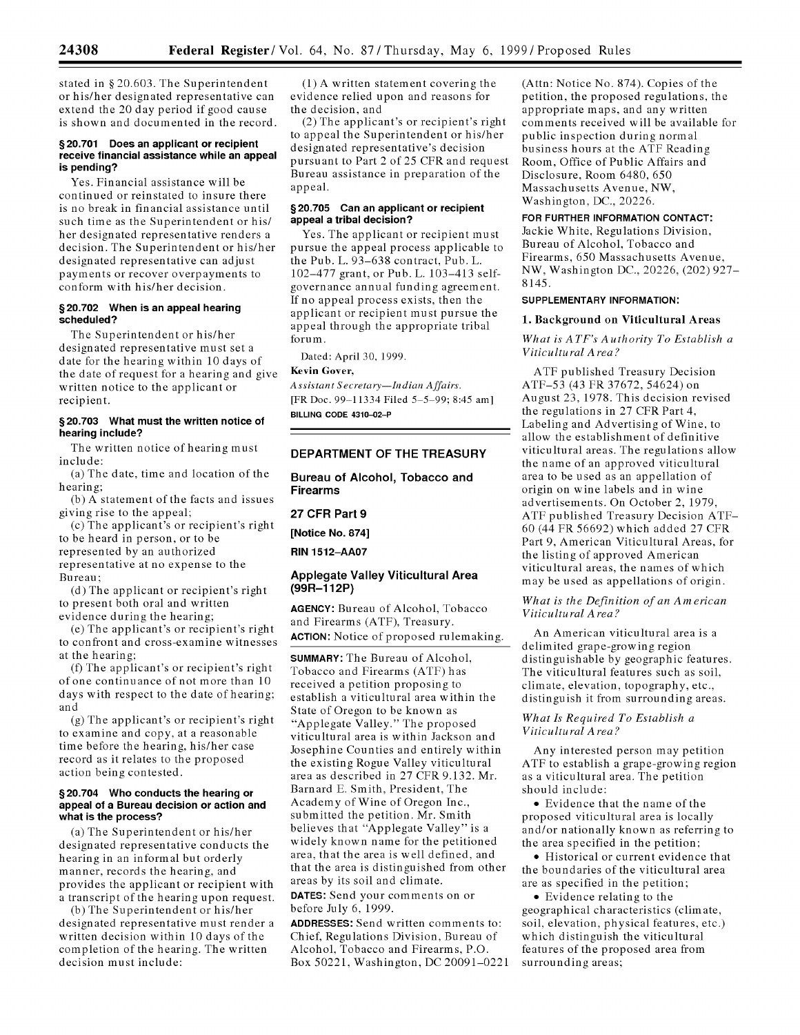stated in § 20.603. The Superintendent or his/her designated representative can extend the 20 day period if good cause is shown and documented in the record.

### § 20.701 Does an applicant or recipient receive financial assistance while an appeal is pending?

Yes. Financial assistance will be continued or reinstated to insure there is no break in financial assistance until such time as the Superintendent or his/her designated representative renders a decision. The Superintendent or his/her designated representative can adjust payments or recover overpayments to conform with his/her decision.

### § 20.702 When is an appeal hearing scheduled?

The Superintendent or his/her designated representative must set a date for the hearing within 10 days of the date of request for a hearing and give written notice to the applicant or recipient.

### § 20.703 What must the written notice of hearing include?

The written notice of hearing must include:

(a) The date, time and location of the hearing;

(b) A statement of the facts and issues giving rise to the appeal;

(c) The applicant's or recipient's right to be heard in person, or to be represented by an authorized representative at no expense to the Bureau;

(d) The applicant or recipient's right to present both oral and written evidence during the hearing;

(e) The applicant's or recipient's right to confront and cross-examine witnesses at the hearing;

(f) The applicant's or recipient's right of one continuance of not more than 10 days with respect to the date of hearing; and

(g) The applicant's or recipient's right to examine and copy, at a reasonable time before the hearing, his/her case record as it relates to the proposed action being contested.

### § 20.704 Who conducts the hearing or appeal of a Bureau decision or action and what is the process?

(a) The Superintendent or his/her designated representative conducts the hearing in an informal but orderly manner, records the hearing, and provides the applicant or recipient with a transcript of the hearing upon request.

(b) The Superintendent or his/her designated representative must render a written decision within 10 days of the completion of the hearing. The written decision must include:

(1) A written statement covering the evidence relied upon and reasons for the decision, and

(2) The applicant's or recipient's right to appeal the Superintendent or his/her designated representative's decision pursuant to Part 2 of 25 CFR and request Bureau assistance in preparation of the appeal.

### § 20.705 Can an applicant or recipient appeal a tribal decision?

Yes. The applicant or recipient must pursue the appeal process applicable to the Pub. L. 93–638 contract, Pub. L. 102–477 grant, or Pub. L. 103–413 self-governance annual funding agreement. If no appeal process exists, then the applicant or recipient must pursue the appeal through the appropriate tribal forum.

Dated: April 30, 1999.

**Kevin Gover,**

*Assistant Secretary—Indian Affairs.*

[FR Doc. 99–11334 Filed 5–5–99; 8:45 am]

**BILLING CODE 4310–02–P**

## DEPARTMENT OF THE TREASURY

## Bureau of Alcohol, Tobacco and Firearms

### 27 CFR Part 9

### [Notice No. 874]

### RIN 1512–AA07

## Applegate Valley Viticultural Area (99R–112P)

**AGENCY:** Bureau of Alcohol, Tobacco and Firearms (ATF), Treasury.

**ACTION:** Notice of proposed rulemaking.

**SUMMARY:** The Bureau of Alcohol, Tobacco and Firearms (ATF) has received a petition proposing to establish a viticultural area within the State of Oregon to be known as "Applegate Valley." The proposed viticultural area is within Jackson and Josephine Counties and entirely within the existing Rogue Valley viticultural area as described in 27 CFR 9.132. Mr. Barnard E. Smith, President, The Academy of Wine of Oregon Inc., submitted the petition. Mr. Smith believes that "Applegate Valley" is a widely known name for the petitioned area, that the area is well defined, and that the area is distinguished from other areas by its soil and climate.

**DATES:** Send your comments on or before July 6, 1999.

**ADDRESSES:** Send written comments to: Chief, Regulations Division, Bureau of Alcohol, Tobacco and Firearms, P.O. Box 50221, Washington, DC 20091–0221 (Attn: Notice No. 874). Copies of the petition, the proposed regulations, the appropriate maps, and any written comments received will be available for public inspection during normal business hours at the ATF Reading Room, Office of Public Affairs and Disclosure, Room 6480, 650 Massachusetts Avenue, NW, Washington, DC, 20226.

**FOR FURTHER INFORMATION CONTACT:** Jackie White, Regulations Division, Bureau of Alcohol, Tobacco and Firearms, 650 Massachusetts Avenue, NW, Washington DC., 20226, (202) 927–8145.

**SUPPLEMENTARY INFORMATION:**

### 1. Background on Viticultural Areas

*What is ATF's Authority To Establish a Viticultural Area?*

ATF published Treasury Decision ATF–53 (43 FR 37672, 54624) on August 23, 1978. This decision revised the regulations in 27 CFR Part 4, Labeling and Advertising of Wine, to allow the establishment of definitive viticultural areas. The regulations allow the name of an approved viticultural area to be used as an appellation of origin on wine labels and in wine advertisements. On October 2, 1979, ATF published Treasury Decision ATF–60 (44 FR 56692) which added 27 CFR Part 9, American Viticultural Areas, for the listing of approved American viticultural areas, the names of which may be used as appellations of origin.

*What is the Definition of an American Viticultural Area?*

An American viticultural area is a delimited grape-growing region distinguishable by geographic features. The viticultural features such as soil, climate, elevation, topography, etc., distinguish it from surrounding areas.

*What Is Required To Establish a Viticultural Area?*

Any interested person may petition ATF to establish a grape-growing region as a viticultural area. The petition should include:

- Evidence that the name of the proposed viticultural area is locally and/or nationally known as referring to the area specified in the petition;
- Historical or current evidence that the boundaries of the viticultural area are as specified in the petition;
- Evidence relating to the geographical characteristics (climate, soil, elevation, physical features, etc.) which distinguish the viticultural features of the proposed area from surrounding areas;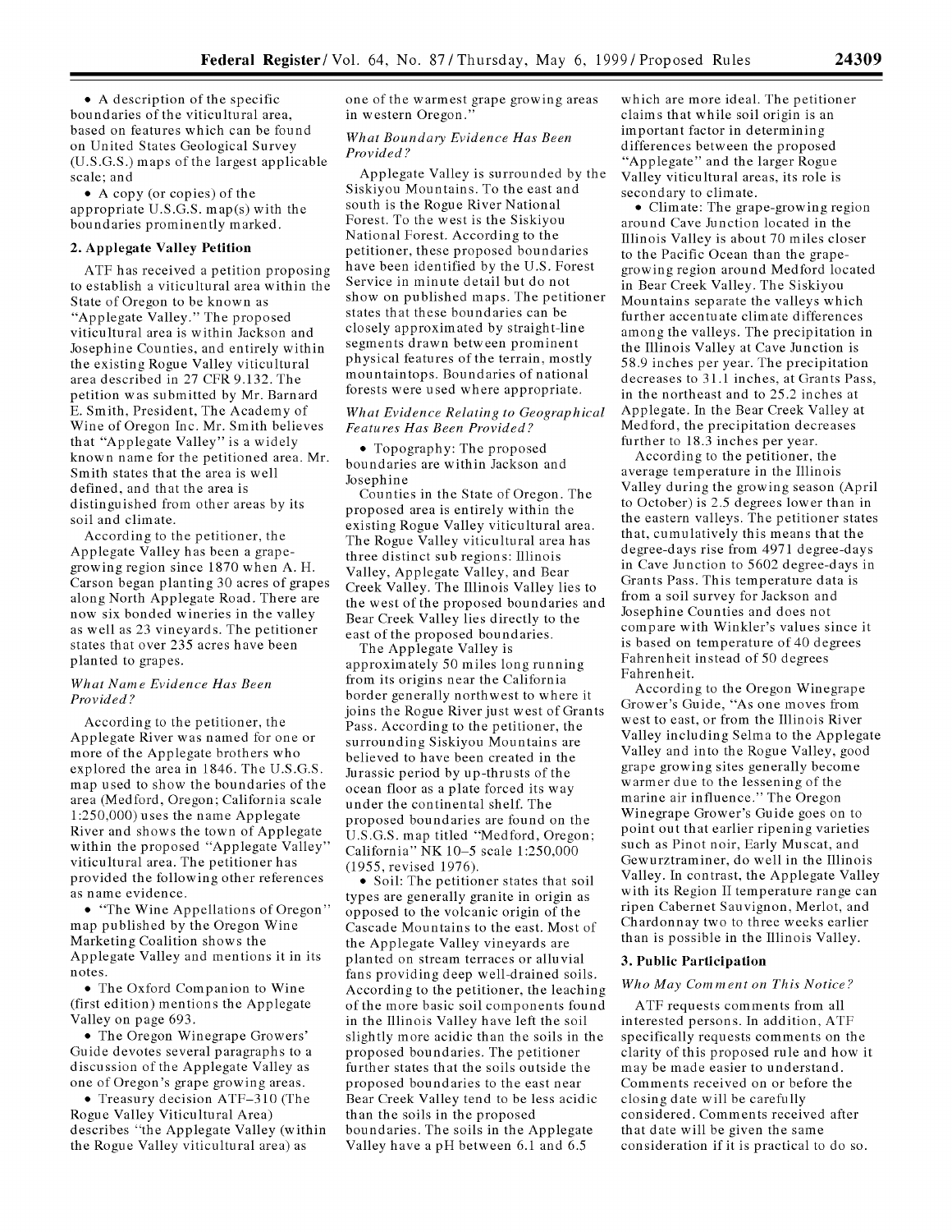- A description of the specific boundaries of the viticultural area, based on features which can be found on United States Geological Survey (U.S.G.S.) maps of the largest applicable scale; and
- A copy (or copies) of the appropriate U.S.G.S. map(s) with the boundaries prominently marked.

## 2. Applegate Valley Petition

ATF has received a petition proposing to establish a viticultural area within the State of Oregon to be known as "Applegate Valley." The proposed viticultural area is within Jackson and Josephine Counties, and entirely within the existing Rogue Valley viticultural area described in 27 CFR 9.132. The petition was submitted by Mr. Barnard E. Smith, President, The Academy of Wine of Oregon Inc. Mr. Smith believes that "Applegate Valley" is a widely known name for the petitioned area. Mr. Smith states that the area is well defined, and that the area is distinguished from other areas by its soil and climate.

According to the petitioner, the Applegate Valley has been a grape-growing region since 1870 when A. H. Carson began planting 30 acres of grapes along North Applegate Road. There are now six bonded wineries in the valley as well as 23 vineyards. The petitioner states that over 235 acres have been planted to grapes.

### *What Name Evidence Has Been Provided?*

According to the petitioner, the Applegate River was named for one or more of the Applegate brothers who explored the area in 1846. The U.S.G.S. map used to show the boundaries of the area (Medford, Oregon; California scale 1:250,000) uses the name Applegate River and shows the town of Applegate within the proposed "Applegate Valley" viticultural area. The petitioner has provided the following other references as name evidence.

- "The Wine Appellations of Oregon" map published by the Oregon Wine Marketing Coalition shows the Applegate Valley and mentions it in its notes.
- The Oxford Companion to Wine (first edition) mentions the Applegate Valley on page 693.
- The Oregon Winegrape Growers' Guide devotes several paragraphs to a discussion of the Applegate Valley as one of Oregon's grape growing areas.
- Treasury decision ATF–310 (The Rogue Valley Viticultural Area) describes "the Applegate Valley (within the Rogue Valley viticultural area) as one of the warmest grape growing areas in western Oregon."

### *What Boundary Evidence Has Been Provided?*

Applegate Valley is surrounded by the Siskiyou Mountains. To the east and south is the Rogue River National Forest. To the west is the Siskiyou National Forest. According to the petitioner, these proposed boundaries have been identified by the U.S. Forest Service in minute detail but do not show on published maps. The petitioner states that these boundaries can be closely approximated by straight-line segments drawn between prominent physical features of the terrain, mostly mountaintops. Boundaries of national forests were used where appropriate.

### *What Evidence Relating to Geographical Features Has Been Provided?*

- Topography: The proposed boundaries are within Jackson and Josephine Counties in the State of Oregon. The proposed area is entirely within the existing Rogue Valley viticultural area. The Rogue Valley viticultural area has three distinct sub regions: Illinois Valley, Applegate Valley, and Bear Creek Valley. The Illinois Valley lies to the west of the proposed boundaries and Bear Creek Valley lies directly to the east of the proposed boundaries.

The Applegate Valley is approximately 50 miles long running from its origins near the California border generally northwest to where it joins the Rogue River just west of Grants Pass. According to the petitioner, the surrounding Siskiyou Mountains are believed to have been created in the Jurassic period by up-thrusts of the ocean floor as a plate forced its way under the continental shelf. The proposed boundaries are found on the U.S.G.S. map titled "Medford, Oregon; California" NK 10–5 scale 1:250,000 (1955, revised 1976).

- Soil: The petitioner states that soil types are generally granite in origin as opposed to the volcanic origin of the Cascade Mountains to the east. Most of the Applegate Valley vineyards are planted on stream terraces or alluvial fans providing deep well-drained soils. According to the petitioner, the leaching of the more basic soil components found in the Illinois Valley have left the soil slightly more acidic than the soils in the proposed boundaries. The petitioner further states that the soils outside the proposed boundaries to the east near Bear Creek Valley tend to be less acidic than the soils in the proposed boundaries. The soils in the Applegate Valley have a pH between 6.1 and 6.5 which are more ideal. The petitioner claims that while soil origin is an important factor in determining differences between the proposed "Applegate" and the larger Rogue Valley viticultural areas, its role is secondary to climate.
- Climate: The grape-growing region around Cave Junction located in the Illinois Valley is about 70 miles closer to the Pacific Ocean than the grape-growing region around Medford located in Bear Creek Valley. The Siskiyou Mountains separate the valleys which further accentuate climate differences among the valleys. The precipitation in the Illinois Valley at Cave Junction is 58.9 inches per year. The precipitation decreases to 31.1 inches, at Grants Pass, in the northeast and to 25.2 inches at Applegate. In the Bear Creek Valley at Medford, the precipitation decreases further to 18.3 inches per year.

According to the petitioner, the average temperature in the Illinois Valley during the growing season (April to October) is 2.5 degrees lower than in the eastern valleys. The petitioner states that, cumulatively this means that the degree-days rise from 4971 degree-days in Cave Junction to 5602 degree-days in Grants Pass. This temperature data is from a soil survey for Jackson and Josephine Counties and does not compare with Winkler's values since it is based on temperature of 40 degrees Fahrenheit instead of 50 degrees Fahrenheit.

According to the Oregon Winegrape Grower's Guide, "As one moves from west to east, or from the Illinois River Valley including Selma to the Applegate Valley and into the Rogue Valley, good grape growing sites generally become warmer due to the lessening of the marine air influence." The Oregon Winegrape Grower's Guide goes on to point out that earlier ripening varieties such as Pinot noir, Early Muscat, and Gewurztraminer, do well in the Illinois Valley. In contrast, the Applegate Valley with its Region II temperature range can ripen Cabernet Sauvignon, Merlot, and Chardonnay two to three weeks earlier than is possible in the Illinois Valley.

## 3. Public Participation

### *Who May Comment on This Notice?*

ATF requests comments from all interested persons. In addition, ATF specifically requests comments on the clarity of this proposed rule and how it may be made easier to understand. Comments received on or before the closing date will be carefully considered. Comments received after that date will be given the same consideration if it is practical to do so.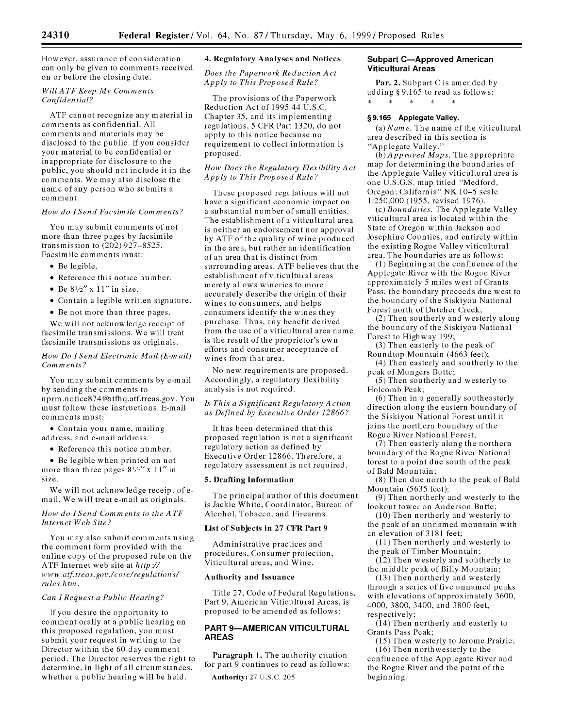However, assurance of consideration can only be given to comments received on or before the closing date.

*Will ATF Keep My Comments Confidential?*

ATF cannot recognize any material in comments as confidential. All comments and materials may be disclosed to the public. If you consider your material to be confidential or inappropriate for disclosure to the public, you should not include it in the comments. We may also disclose the name of any person who submits a comment.

*How do I Send Facsimile Comments?*

You may submit comments of not more than three pages by facsimile transmission to (202) 927–8525. Facsimile comments must:

- Be legible.
- Reference this notice number.
- Be 8½″ x 11″ in size.
- Contain a legible written signature.
- Be not more than three pages.

We will not acknowledge receipt of facsimile transmissions. We will treat facsimile transmissions as originals.

*How Do I Send Electronic Mail (E-mail) Comments?*

You may submit comments by e-mail by sending the comments to nprm.notice874@atfhq.atf.treas.gov. You must follow these instructions. E-mail comments must:

- Contain your name, mailing address, and e-mail address.
- Reference this notice number.
- Be legible when printed on not more than three pages 8½″ x 11″ in size.

We will not acknowledge receipt of e-mail. We will treat e-mail as originals.

*How do I Send Comments to the ATF Internet Web Site?*

You may also submit comments using the comment form provided with the online copy of the proposed rule on the ATF Internet web site at *http://www.atf.treas.gov./core/regulations/rules.htm*.

*Can I Request a Public Hearing?*

If you desire the opportunity to comment orally at a public hearing on this proposed regulation, you must submit your request in writing to the Director within the 60-day comment period. The Director reserves the right to determine, in light of all circumstances, whether a public hearing will be held.

## 4. Regulatory Analyses and Notices

*Does the Paperwork Reduction Act Apply to This Proposed Rule?*

The provisions of the Paperwork Reduction Act of 1995 44 U.S.C. Chapter 35, and its implementing regulations, 5 CFR Part 1320, do not apply to this notice because no requirement to collect information is proposed.

*How Does the Regulatory Flexibility Act Apply to This Proposed Rule?*

These proposed regulations will not have a significant economic impact on a substantial number of small entities. The establishment of a viticultural area is neither an endorsement nor approval by ATF of the quality of wine produced in the area, but rather an identification of an area that is distinct from surrounding areas. ATF believes that the establishment of viticultural areas merely allows wineries to more accurately describe the origin of their wines to consumers, and helps consumers identify the wines they purchase. Thus, any benefit derived from the use of a viticultural area name is the result of the proprietor's own efforts and consumer acceptance of wines from that area.

No new requirements are proposed. Accordingly, a regulatory flexibility analysis is not required.

*Is This a Significant Regulatory Action as Defined by Executive Order 12866?*

It has been determined that this proposed regulation is not a significant regulatory action as defined by Executive Order 12866. Therefore, a regulatory assessment is not required.

## 5. Drafting Information

The principal author of this document is Jackie White, Coordinator, Bureau of Alcohol, Tobacco, and Firearms.

### List of Subjects in 27 CFR Part 9

Administrative practices and procedures, Consumer protection, Viticultural areas, and Wine.

### Authority and Issuance

Title 27, Code of Federal Regulations, Part 9, American Viticultural Areas, is proposed to be amended as follows:

## PART 9—AMERICAN VITICULTURAL AREAS

**Paragraph 1.** The authority citation for part 9 continues to read as follows:

**Authority:** 27 U.S.C. 205

### Subpart C—Approved American Viticultural Areas

**Par. 2.** Subpart C is amended by adding § 9.165 to read as follows:

\* \* \* \* \*

#### § 9.165 Applegate Valley.

(a) *Name.* The name of the viticultural area described in this section is "Applegate Valley."

(b) *Approved Maps.* The appropriate map for determining the boundaries of the Applegate Valley viticultural area is one U.S.G.S. map titled "Medford, Oregon; California" NK 10–5 scale 1:250,000 (1955, revised 1976).

(c) *Boundaries.* The Applegate Valley viticultural area is located within the State of Oregon within Jackson and Josephine Counties, and entirely within the existing Rogue Valley viticultural area. The boundaries are as follows:

(1) Beginning at the confluence of the Applegate River with the Rogue River approximately 5 miles west of Grants Pass, the boundary proceeds due west to the boundary of the Siskiyou National Forest north of Dutcher Creek;

(2) Then southerly and westerly along the boundary of the Siskiyou National Forest to Highway 199;

(3) Then easterly to the peak of Roundtop Mountain (4663 feet);

(4) Then easterly and southerly to the peak of Mungers Butte;

(5) Then southerly and westerly to Holcomb Peak;

(6) Then in a generally southeasterly direction along the eastern boundary of the Siskiyou National Forest until it joins the northern boundary of the Rogue River National Forest;

(7) Then easterly along the northern boundary of the Rogue River National forest to a point due south of the peak of Bald Mountain;

(8) Then due north to the peak of Bald Mountain (5635 feet);

(9) Then northerly and westerly to the lookout tower on Anderson Butte;

(10) Then northerly and westerly to the peak of an unnamed mountain with an elevation of 3181 feet;

(11) Then northerly and westerly to the peak of Timber Mountain;

(12) Then westerly and southerly to the middle peak of Billy Mountain;

(13) Then northerly and westerly through a series of five unnamed peaks with elevations of approximately 3600, 4000, 3800, 3400, and 3800 feet, respectively;

(14) Then northerly and easterly to Grants Pass Peak;

(15) Then westerly to Jerome Prairie;

(16) Then northwesterly to the confluence of the Applegate River and the Rogue River and the point of the beginning.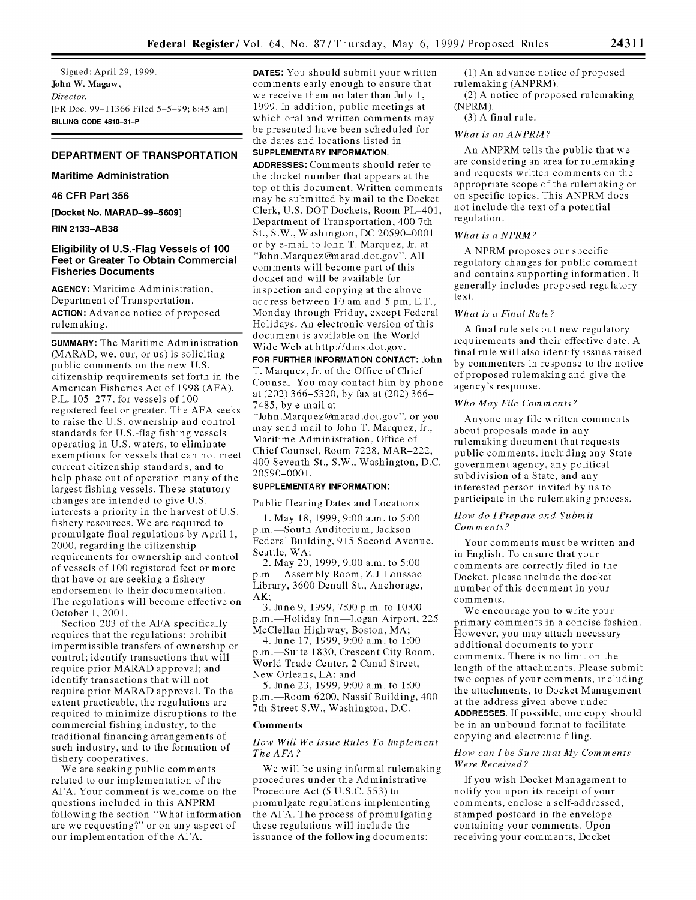Signed: April 29, 1999.

**John W. Magaw,**

*Director.*

[FR Doc. 99–11366 Filed 5–5–99; 8:45 am]

**BILLING CODE 4810–31–P**

---

## DEPARTMENT OF TRANSPORTATION

### Maritime Administration

### 46 CFR Part 356

**[Docket No. MARAD–99–5609]**

**RIN 2133–AB38**

### Eligibility of U.S.-Flag Vessels of 100 Feet or Greater To Obtain Commercial Fisheries Documents

**AGENCY:** Maritime Administration, Department of Transportation.

**ACTION:** Advance notice of proposed rulemaking.

**SUMMARY:** The Maritime Administration (MARAD, we, our, or us) is soliciting public comments on the new U.S. citizenship requirements set forth in the American Fisheries Act of 1998 (AFA), P.L. 105–277, for vessels of 100 registered feet or greater. The AFA seeks to raise the U.S. ownership and control standards for U.S.-flag fishing vessels operating in U.S. waters, to eliminate exemptions for vessels that can not meet current citizenship standards, and to help phase out of operation many of the largest fishing vessels. These statutory changes are intended to give U.S. interests a priority in the harvest of U.S. fishery resources. We are required to promulgate final regulations by April 1, 2000, regarding the citizenship requirements for ownership and control of vessels of 100 registered feet or more that have or are seeking a fishery endorsement to their documentation. The regulations will become effective on October 1, 2001.

Section 203 of the AFA specifically requires that the regulations: prohibit impermissible transfers of ownership or control; identify transactions that will require prior MARAD approval; and identify transactions that will not require prior MARAD approval. To the extent practicable, the regulations are required to minimize disruptions to the commercial fishing industry, to the traditional financing arrangements of such industry, and to the formation of fishery cooperatives.

We are seeking public comments related to our implementation of the AFA. Your comment is welcome on the questions included in this ANPRM following the section "What information are we requesting?" or on any aspect of our implementation of the AFA.

**DATES:** You should submit your written comments early enough to ensure that we receive them no later than July 1, 1999. In addition, public meetings at which oral and written comments may be presented have been scheduled for the dates and locations listed in **SUPPLEMENTARY INFORMATION.**

**ADDRESSES:** Comments should refer to the docket number that appears at the top of this document. Written comments may be submitted by mail to the Docket Clerk, U.S. DOT Dockets, Room PL–401, Department of Transportation, 400 7th St., S.W., Washington, DC 20590–0001 or by e-mail to John T. Marquez, Jr. at "John.Marquez@marad.dot.gov". All comments will become part of this docket and will be available for inspection and copying at the above address between 10 am and 5 pm, E.T., Monday through Friday, except Federal Holidays. An electronic version of this document is available on the World Wide Web at http://dms.dot.gov.

**FOR FURTHER INFORMATION CONTACT:** John T. Marquez, Jr. of the Office of Chief Counsel. You may contact him by phone at (202) 366–5320, by fax at (202) 366–7485, by e-mail at "John.Marquez@marad.dot.gov", or you may send mail to John T. Marquez, Jr., Maritime Administration, Office of Chief Counsel, Room 7228, MAR–222, 400 Seventh St., S.W., Washington, D.C. 20590–0001.

**SUPPLEMENTARY INFORMATION:**

Public Hearing Dates and Locations

1. May 18, 1999, 9:00 a.m. to 5:00 p.m.—South Auditorium, Jackson Federal Building, 915 Second Avenue, Seattle, WA;
2. May 20, 1999, 9:00 a.m. to 5:00 p.m.—Assembly Room, Z.J. Loussac Library, 3600 Denall St., Anchorage, AK;
3. June 9, 1999, 7:00 p.m. to 10:00 p.m.—Holiday Inn—Logan Airport, 225 McClellan Highway, Boston, MA;
4. June 17, 1999, 9:00 a.m. to 1:00 p.m.—Suite 1830, Crescent City Room, World Trade Center, 2 Canal Street, New Orleans, LA; and
5. June 23, 1999, 9:00 a.m. to 1:00 p.m.—Room 6200, Nassif Building, 400 7th Street S.W., Washington, D.C.

### Comments

*How Will We Issue Rules To Implement The AFA?*

We will be using informal rulemaking procedures under the Administrative Procedure Act (5 U.S.C. 553) to promulgate regulations implementing the AFA. The process of promulgating these regulations will include the issuance of the following documents:

(1) An advance notice of proposed rulemaking (ANPRM).

(2) A notice of proposed rulemaking (NPRM).

(3) A final rule.

*What is an ANPRM?*

An ANPRM tells the public that we are considering an area for rulemaking and requests written comments on the appropriate scope of the rulemaking or on specific topics. This ANPRM does not include the text of a potential regulation.

*What is a NPRM?*

A NPRM proposes our specific regulatory changes for public comment and contains supporting information. It generally includes proposed regulatory text.

*What is a Final Rule?*

A final rule sets out new regulatory requirements and their effective date. A final rule will also identify issues raised by commenters in response to the notice of proposed rulemaking and give the agency's response.

*Who May File Comments?*

Anyone may file written comments about proposals made in any rulemaking document that requests public comments, including any State government agency, any political subdivision of a State, and any interested person invited by us to participate in the rulemaking process.

*How do I Prepare and Submit Comments?*

Your comments must be written and in English. To ensure that your comments are correctly filed in the Docket, please include the docket number of this document in your comments.

We encourage you to write your primary comments in a concise fashion. However, you may attach necessary additional documents to your comments. There is no limit on the length of the attachments. Please submit two copies of your comments, including the attachments, to Docket Management at the address given above under **ADDRESSES.** If possible, one copy should be in an unbound format to facilitate copying and electronic filing.

*How can I be Sure that My Comments Were Received?*

If you wish Docket Management to notify you upon its receipt of your comments, enclose a self-addressed, stamped postcard in the envelope containing your comments. Upon receiving your comments, Docket